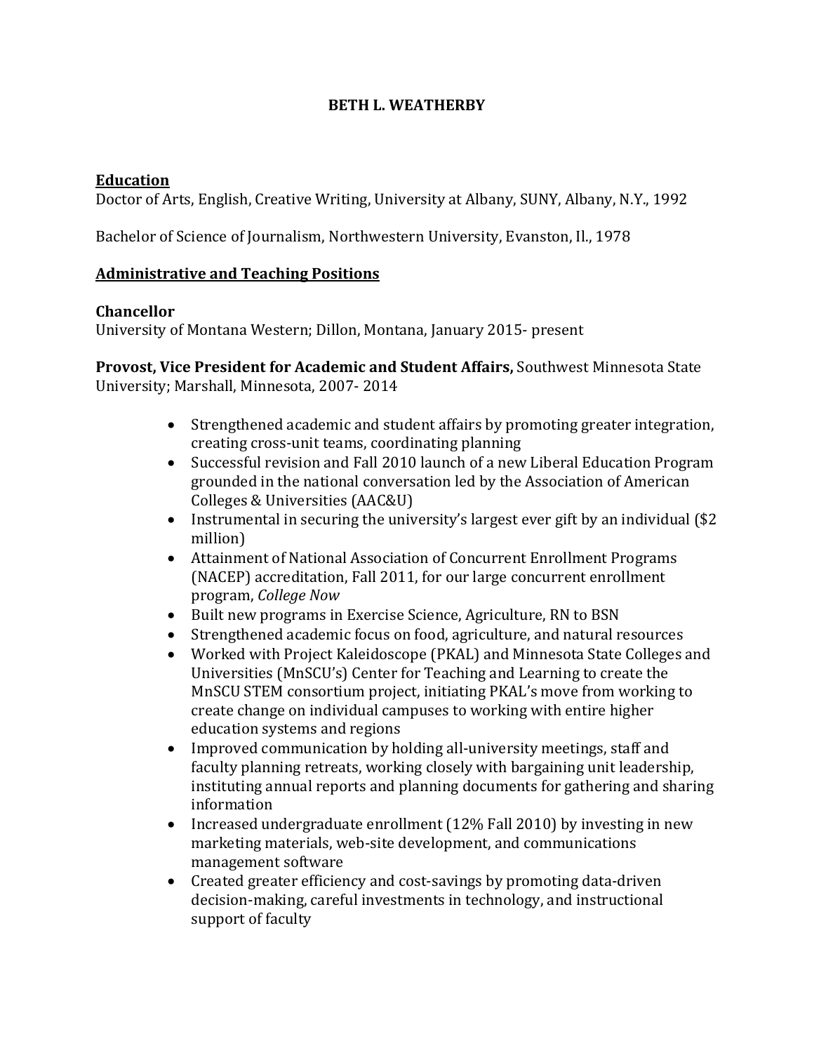# BETH L. WEATHERBY

## Education

Doctor of Arts, English, Creative Writing, University at Albany, SUNY, Albany, N.Y., 1992

Bachelor of Science of Journalism, Northwestern University, Evanston, Il., 1978

## Administrative and Teaching Positions

**Chancellor**
University of Montana Western; Dillon, Montana, January 2015- present

**Provost, Vice President for Academic and Student Affairs,** Southwest Minnesota State University; Marshall, Minnesota, 2007- 2014

- Strengthened academic and student affairs by promoting greater integration, creating cross-unit teams, coordinating planning
- Successful revision and Fall 2010 launch of a new Liberal Education Program grounded in the national conversation led by the Association of American Colleges & Universities (AAC&U)
- Instrumental in securing the university's largest ever gift by an individual ($2 million)
- Attainment of National Association of Concurrent Enrollment Programs (NACEP) accreditation, Fall 2011, for our large concurrent enrollment program, *College Now*
- Built new programs in Exercise Science, Agriculture, RN to BSN
- Strengthened academic focus on food, agriculture, and natural resources
- Worked with Project Kaleidoscope (PKAL) and Minnesota State Colleges and Universities (MnSCU's) Center for Teaching and Learning to create the MnSCU STEM consortium project, initiating PKAL's move from working to create change on individual campuses to working with entire higher education systems and regions
- Improved communication by holding all-university meetings, staff and faculty planning retreats, working closely with bargaining unit leadership, instituting annual reports and planning documents for gathering and sharing information
- Increased undergraduate enrollment (12% Fall 2010) by investing in new marketing materials, web-site development, and communications management software
- Created greater efficiency and cost-savings by promoting data-driven decision-making, careful investments in technology, and instructional support of faculty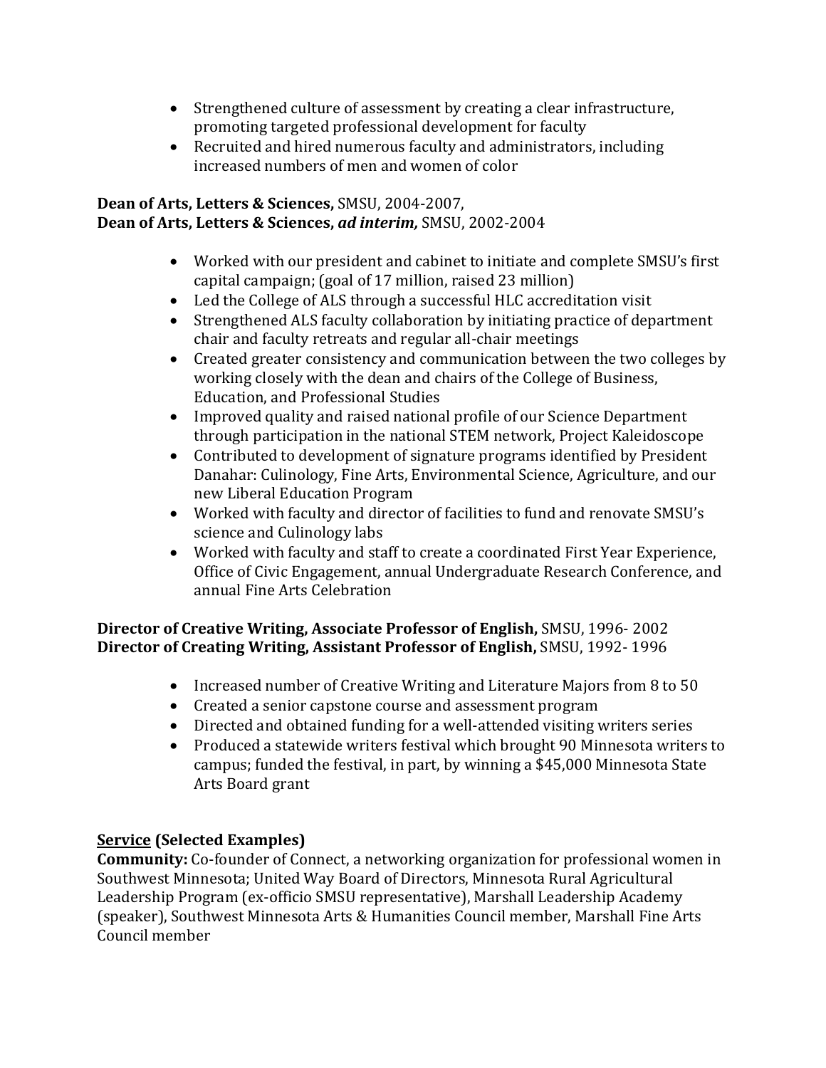- Strengthened culture of assessment by creating a clear infrastructure, promoting targeted professional development for faculty
- Recruited and hired numerous faculty and administrators, including increased numbers of men and women of color

**Dean of Arts, Letters & Sciences,** SMSU, 2004-2007,
**Dean of Arts, Letters & Sciences, *ad interim,*** SMSU, 2002-2004

- Worked with our president and cabinet to initiate and complete SMSU's first capital campaign; (goal of 17 million, raised 23 million)
- Led the College of ALS through a successful HLC accreditation visit
- Strengthened ALS faculty collaboration by initiating practice of department chair and faculty retreats and regular all-chair meetings
- Created greater consistency and communication between the two colleges by working closely with the dean and chairs of the College of Business, Education, and Professional Studies
- Improved quality and raised national profile of our Science Department through participation in the national STEM network, Project Kaleidoscope
- Contributed to development of signature programs identified by President Danahar: Culinology, Fine Arts, Environmental Science, Agriculture, and our new Liberal Education Program
- Worked with faculty and director of facilities to fund and renovate SMSU's science and Culinology labs
- Worked with faculty and staff to create a coordinated First Year Experience, Office of Civic Engagement, annual Undergraduate Research Conference, and annual Fine Arts Celebration

**Director of Creative Writing, Associate Professor of English,** SMSU, 1996- 2002
**Director of Creating Writing, Assistant Professor of English,** SMSU, 1992- 1996

- Increased number of Creative Writing and Literature Majors from 8 to 50
- Created a senior capstone course and assessment program
- Directed and obtained funding for a well-attended visiting writers series
- Produced a statewide writers festival which brought 90 Minnesota writers to campus; funded the festival, in part, by winning a $45,000 Minnesota State Arts Board grant

## Service (Selected Examples)

**Community:** Co-founder of Connect, a networking organization for professional women in Southwest Minnesota; United Way Board of Directors, Minnesota Rural Agricultural Leadership Program (ex-officio SMSU representative), Marshall Leadership Academy (speaker), Southwest Minnesota Arts & Humanities Council member, Marshall Fine Arts Council member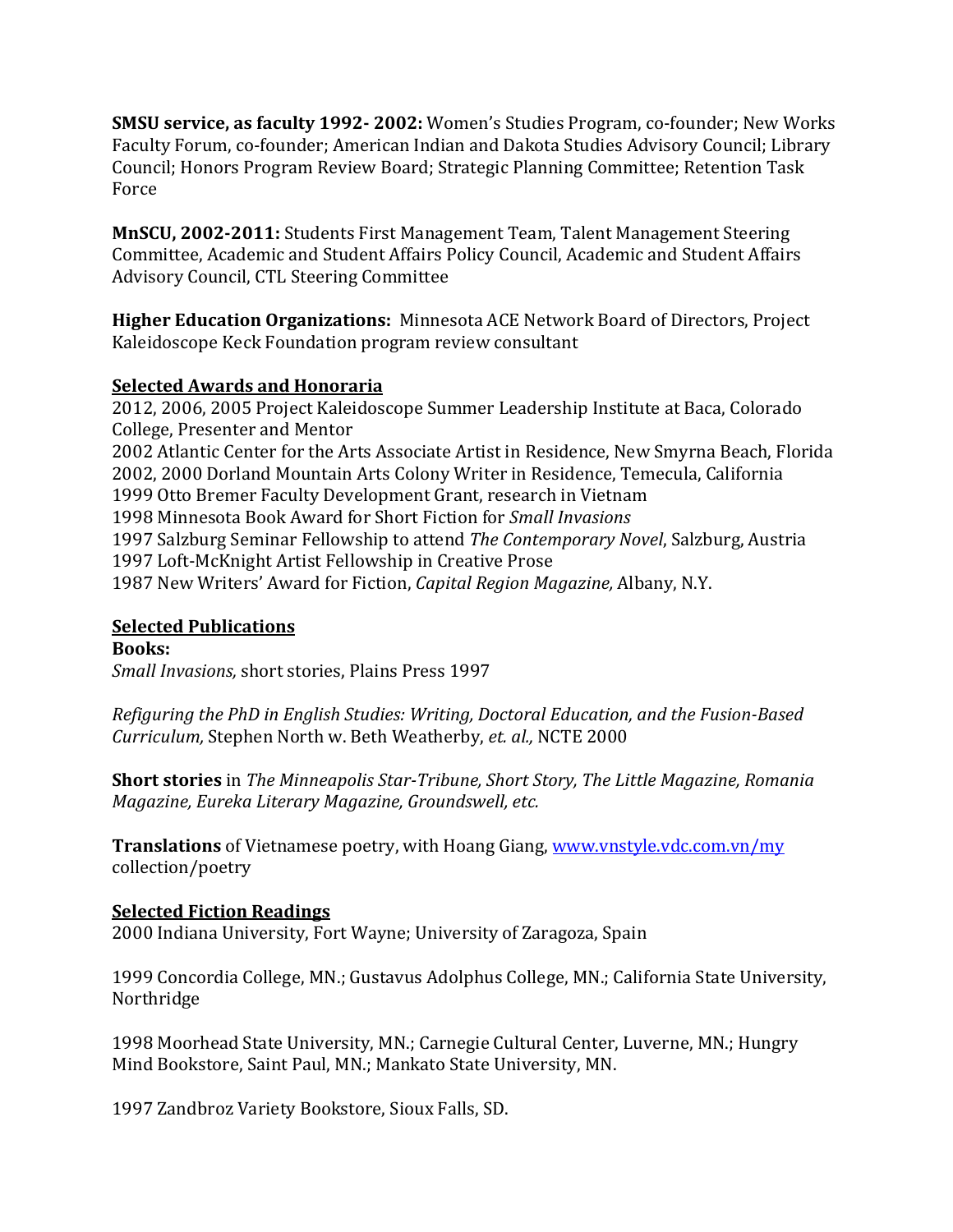**SMSU service, as faculty 1992- 2002:** Women's Studies Program, co-founder; New Works Faculty Forum, co-founder; American Indian and Dakota Studies Advisory Council; Library Council; Honors Program Review Board; Strategic Planning Committee; Retention Task Force

**MnSCU, 2002-2011:** Students First Management Team, Talent Management Steering Committee, Academic and Student Affairs Policy Council, Academic and Student Affairs Advisory Council, CTL Steering Committee

**Higher Education Organizations:** Minnesota ACE Network Board of Directors, Project Kaleidoscope Keck Foundation program review consultant

## Selected Awards and Honoraria

2012, 2006, 2005 Project Kaleidoscope Summer Leadership Institute at Baca, Colorado College, Presenter and Mentor
2002 Atlantic Center for the Arts Associate Artist in Residence, New Smyrna Beach, Florida
2002, 2000 Dorland Mountain Arts Colony Writer in Residence, Temecula, California
1999 Otto Bremer Faculty Development Grant, research in Vietnam
1998 Minnesota Book Award for Short Fiction for *Small Invasions*
1997 Salzburg Seminar Fellowship to attend *The Contemporary Novel*, Salzburg, Austria
1997 Loft-McKnight Artist Fellowship in Creative Prose
1987 New Writers' Award for Fiction, *Capital Region Magazine,* Albany, N.Y.

## Selected Publications

**Books:**
*Small Invasions,* short stories, Plains Press 1997

*Refiguring the PhD in English Studies: Writing, Doctoral Education, and the Fusion-Based Curriculum,* Stephen North w. Beth Weatherby, *et. al.,* NCTE 2000

**Short stories** in *The Minneapolis Star-Tribune, Short Story, The Little Magazine, Romania Magazine, Eureka Literary Magazine, Groundswell, etc.*

**Translations** of Vietnamese poetry, with Hoang Giang, www.vnstyle.vdc.com.vn/my collection/poetry

## Selected Fiction Readings

2000 Indiana University, Fort Wayne; University of Zaragoza, Spain

1999 Concordia College, MN.; Gustavus Adolphus College, MN.; California State University, Northridge

1998 Moorhead State University, MN.; Carnegie Cultural Center, Luverne, MN.; Hungry Mind Bookstore, Saint Paul, MN.; Mankato State University, MN.

1997 Zandbroz Variety Bookstore, Sioux Falls, SD.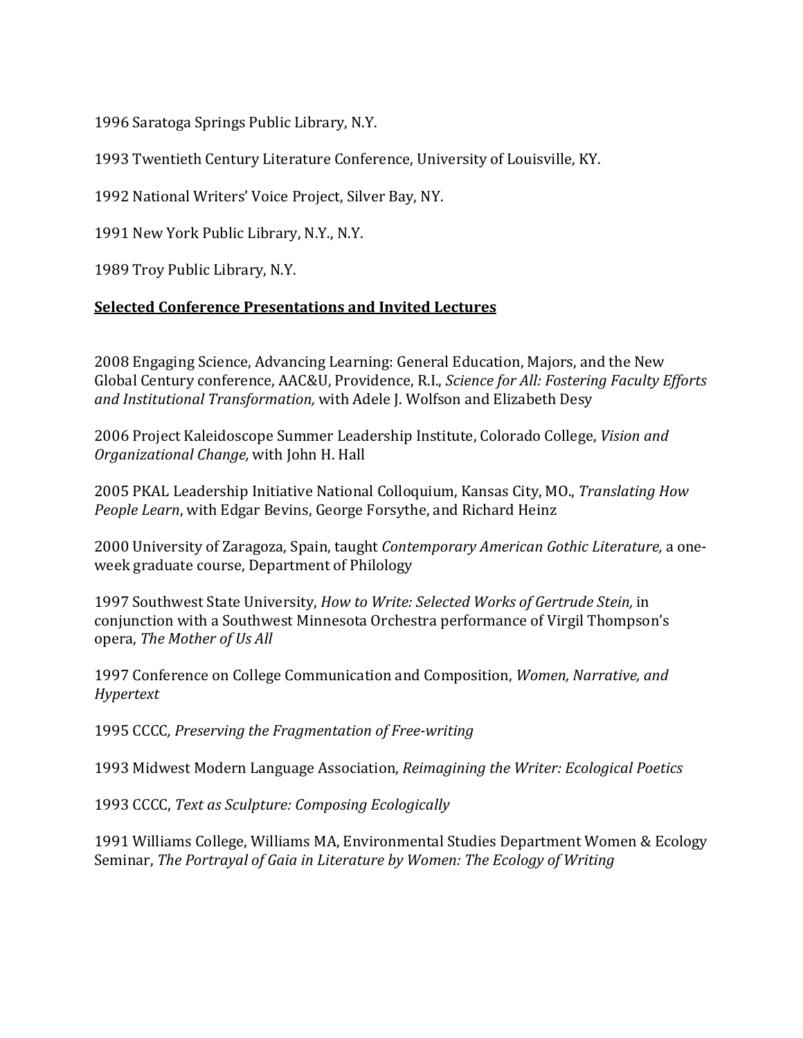1996 Saratoga Springs Public Library, N.Y.

1993 Twentieth Century Literature Conference, University of Louisville, KY.

1992 National Writers' Voice Project, Silver Bay, NY.

1991 New York Public Library, N.Y., N.Y.

1989 Troy Public Library, N.Y.

## Selected Conference Presentations and Invited Lectures

2008 Engaging Science, Advancing Learning: General Education, Majors, and the New Global Century conference, AAC&U, Providence, R.I., *Science for All: Fostering Faculty Efforts and Institutional Transformation,* with Adele J. Wolfson and Elizabeth Desy

2006 Project Kaleidoscope Summer Leadership Institute, Colorado College, *Vision and Organizational Change,* with John H. Hall

2005 PKAL Leadership Initiative National Colloquium, Kansas City, MO., *Translating How People Learn*, with Edgar Bevins, George Forsythe, and Richard Heinz

2000 University of Zaragoza, Spain, taught *Contemporary American Gothic Literature,* a one-week graduate course, Department of Philology

1997 Southwest State University, *How to Write: Selected Works of Gertrude Stein,* in conjunction with a Southwest Minnesota Orchestra performance of Virgil Thompson's opera, *The Mother of Us All*

1997 Conference on College Communication and Composition, *Women, Narrative, and Hypertext*

1995 CCCC*, Preserving the Fragmentation of Free-writing*

1993 Midwest Modern Language Association, *Reimagining the Writer: Ecological Poetics*

1993 CCCC, *Text as Sculpture: Composing Ecologically*

1991 Williams College, Williams MA, Environmental Studies Department Women & Ecology Seminar, *The Portrayal of Gaia in Literature by Women: The Ecology of Writing*